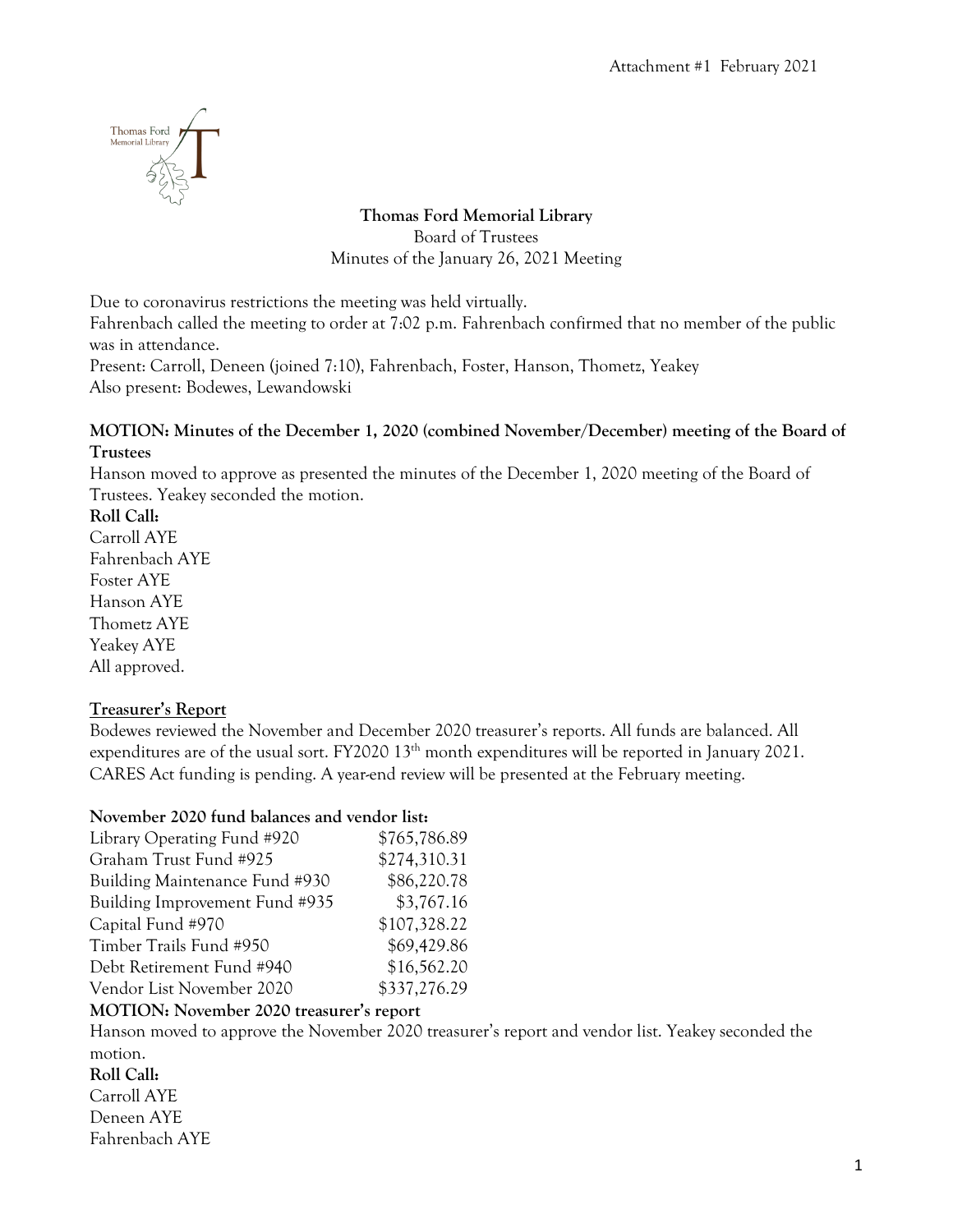Attachment #1 February 2021

# Thomas Ford Memorial Library

Board of Trustees

Minutes of the January 26, 2021 Meeting

Due to coronavirus restrictions the meeting was held virtually.
Fahrenbach called the meeting to order at 7:02 p.m. Fahrenbach confirmed that no member of the public was in attendance.
Present: Carroll, Deneen (joined 7:10), Fahrenbach, Foster, Hanson, Thometz, Yeakey
Also present: Bodewes, Lewandowski

**MOTION: Minutes of the December 1, 2020 (combined November/December) meeting of the Board of Trustees**

Hanson moved to approve as presented the minutes of the December 1, 2020 meeting of the Board of Trustees. Yeakey seconded the motion.

**Roll Call:**
Carroll AYE
Fahrenbach AYE
Foster AYE
Hanson AYE
Thometz AYE
Yeakey AYE
All approved.

**Treasurer's Report**

Bodewes reviewed the November and December 2020 treasurer's reports. All funds are balanced. All expenditures are of the usual sort. FY2020 13th month expenditures will be reported in January 2021. CARES Act funding is pending. A year-end review will be presented at the February meeting.

**November 2020 fund balances and vendor list:**

| | |
|---|---|
| Library Operating Fund #920 | $765,786.89 |
| Graham Trust Fund #925 | $274,310.31 |
| Building Maintenance Fund #930 | $86,220.78 |
| Building Improvement Fund #935 | $3,767.16 |
| Capital Fund #970 | $107,328.22 |
| Timber Trails Fund #950 | $69,429.86 |
| Debt Retirement Fund #940 | $16,562.20 |
| Vendor List November 2020 | $337,276.29 |

**MOTION: November 2020 treasurer's report**

Hanson moved to approve the November 2020 treasurer's report and vendor list. Yeakey seconded the motion.

**Roll Call:**
Carroll AYE
Deneen AYE
Fahrenbach AYE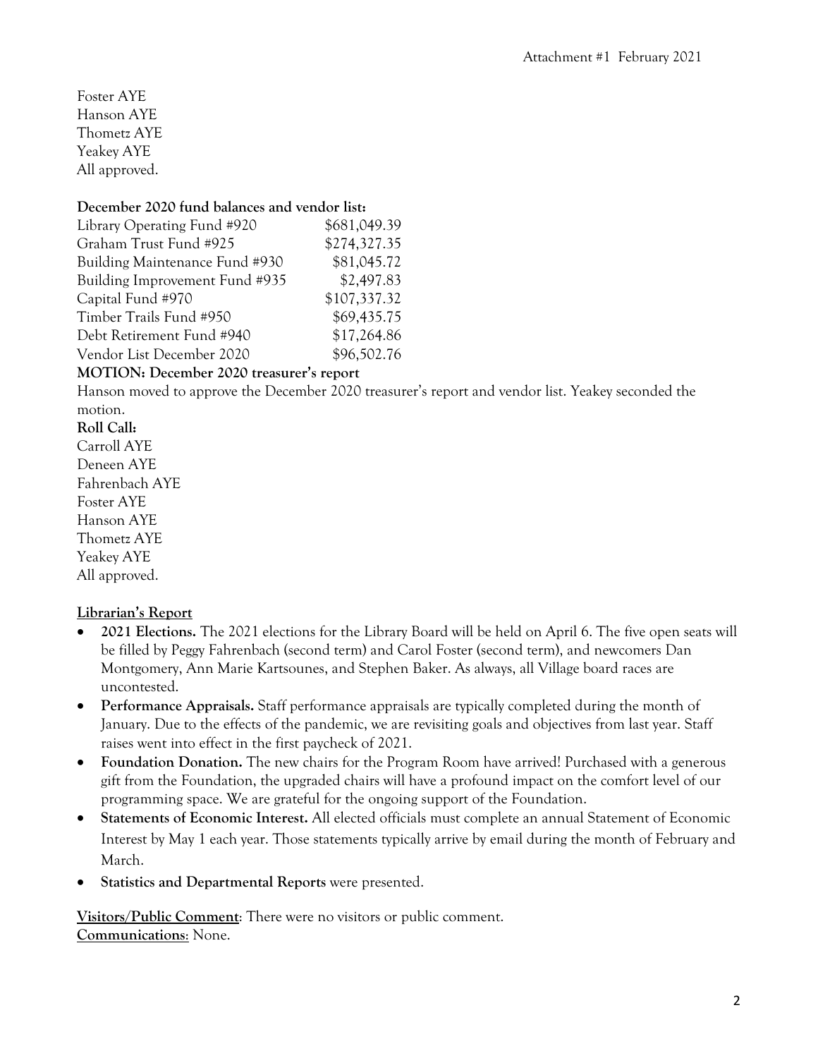Foster AYE
Hanson AYE
Thometz AYE
Yeakey AYE
All approved.

**December 2020 fund balances and vendor list:**

| | |
|---|---|
| Library Operating Fund #920 | $681,049.39 |
| Graham Trust Fund #925 | $274,327.35 |
| Building Maintenance Fund #930 | $81,045.72 |
| Building Improvement Fund #935 | $2,497.83 |
| Capital Fund #970 | $107,337.32 |
| Timber Trails Fund #950 | $69,435.75 |
| Debt Retirement Fund #940 | $17,264.86 |
| Vendor List December 2020 | $96,502.76 |

**MOTION: December 2020 treasurer's report**

Hanson moved to approve the December 2020 treasurer's report and vendor list. Yeakey seconded the motion.

**Roll Call:**

Carroll AYE
Deneen AYE
Fahrenbach AYE
Foster AYE
Hanson AYE
Thometz AYE
Yeakey AYE
All approved.

**Librarian's Report**

- **2021 Elections.** The 2021 elections for the Library Board will be held on April 6. The five open seats will be filled by Peggy Fahrenbach (second term) and Carol Foster (second term), and newcomers Dan Montgomery, Ann Marie Kartsounes, and Stephen Baker. As always, all Village board races are uncontested.
- **Performance Appraisals.** Staff performance appraisals are typically completed during the month of January. Due to the effects of the pandemic, we are revisiting goals and objectives from last year. Staff raises went into effect in the first paycheck of 2021.
- **Foundation Donation.** The new chairs for the Program Room have arrived! Purchased with a generous gift from the Foundation, the upgraded chairs will have a profound impact on the comfort level of our programming space. We are grateful for the ongoing support of the Foundation.
- **Statements of Economic Interest.** All elected officials must complete an annual Statement of Economic Interest by May 1 each year. Those statements typically arrive by email during the month of February and March.
- **Statistics and Departmental Reports** were presented.

**Visitors/Public Comment**: There were no visitors or public comment.
**Communications**: None.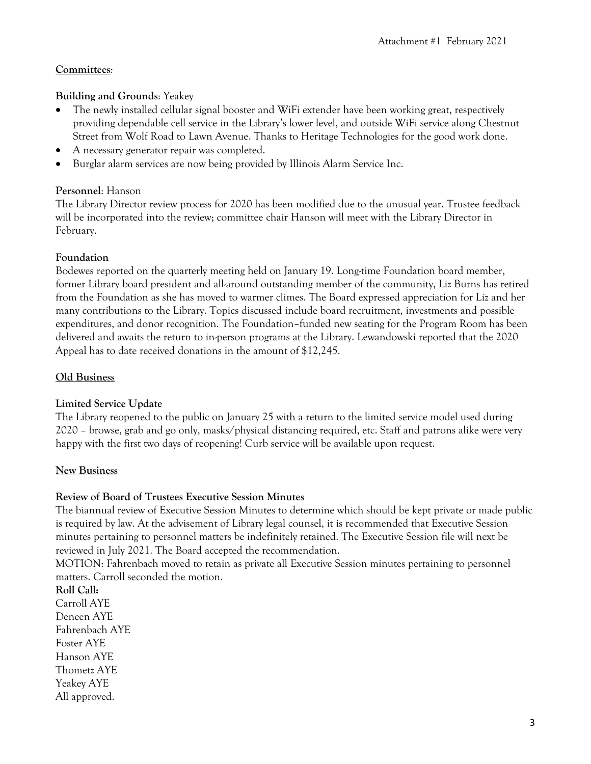## Committees:

**Building and Grounds**: Yeakey

- The newly installed cellular signal booster and WiFi extender have been working great, respectively providing dependable cell service in the Library's lower level, and outside WiFi service along Chestnut Street from Wolf Road to Lawn Avenue. Thanks to Heritage Technologies for the good work done.
- A necessary generator repair was completed.
- Burglar alarm services are now being provided by Illinois Alarm Service Inc.

**Personnel**: Hanson

The Library Director review process for 2020 has been modified due to the unusual year. Trustee feedback will be incorporated into the review; committee chair Hanson will meet with the Library Director in February.

**Foundation**

Bodewes reported on the quarterly meeting held on January 19. Long-time Foundation board member, former Library board president and all-around outstanding member of the community, Liz Burns has retired from the Foundation as she has moved to warmer climes. The Board expressed appreciation for Liz and her many contributions to the Library. Topics discussed include board recruitment, investments and possible expenditures, and donor recognition. The Foundation–funded new seating for the Program Room has been delivered and awaits the return to in-person programs at the Library. Lewandowski reported that the 2020 Appeal has to date received donations in the amount of $12,245.

## Old Business

**Limited Service Update**

The Library reopened to the public on January 25 with a return to the limited service model used during 2020 – browse, grab and go only, masks/physical distancing required, etc. Staff and patrons alike were very happy with the first two days of reopening! Curb service will be available upon request.

## New Business

**Review of Board of Trustees Executive Session Minutes**

The biannual review of Executive Session Minutes to determine which should be kept private or made public is required by law. At the advisement of Library legal counsel, it is recommended that Executive Session minutes pertaining to personnel matters be indefinitely retained. The Executive Session file will next be reviewed in July 2021. The Board accepted the recommendation.

MOTION: Fahrenbach moved to retain as private all Executive Session minutes pertaining to personnel matters. Carroll seconded the motion.

**Roll Call:**

Carroll AYE
Deneen AYE
Fahrenbach AYE
Foster AYE
Hanson AYE
Thometz AYE
Yeakey AYE
All approved.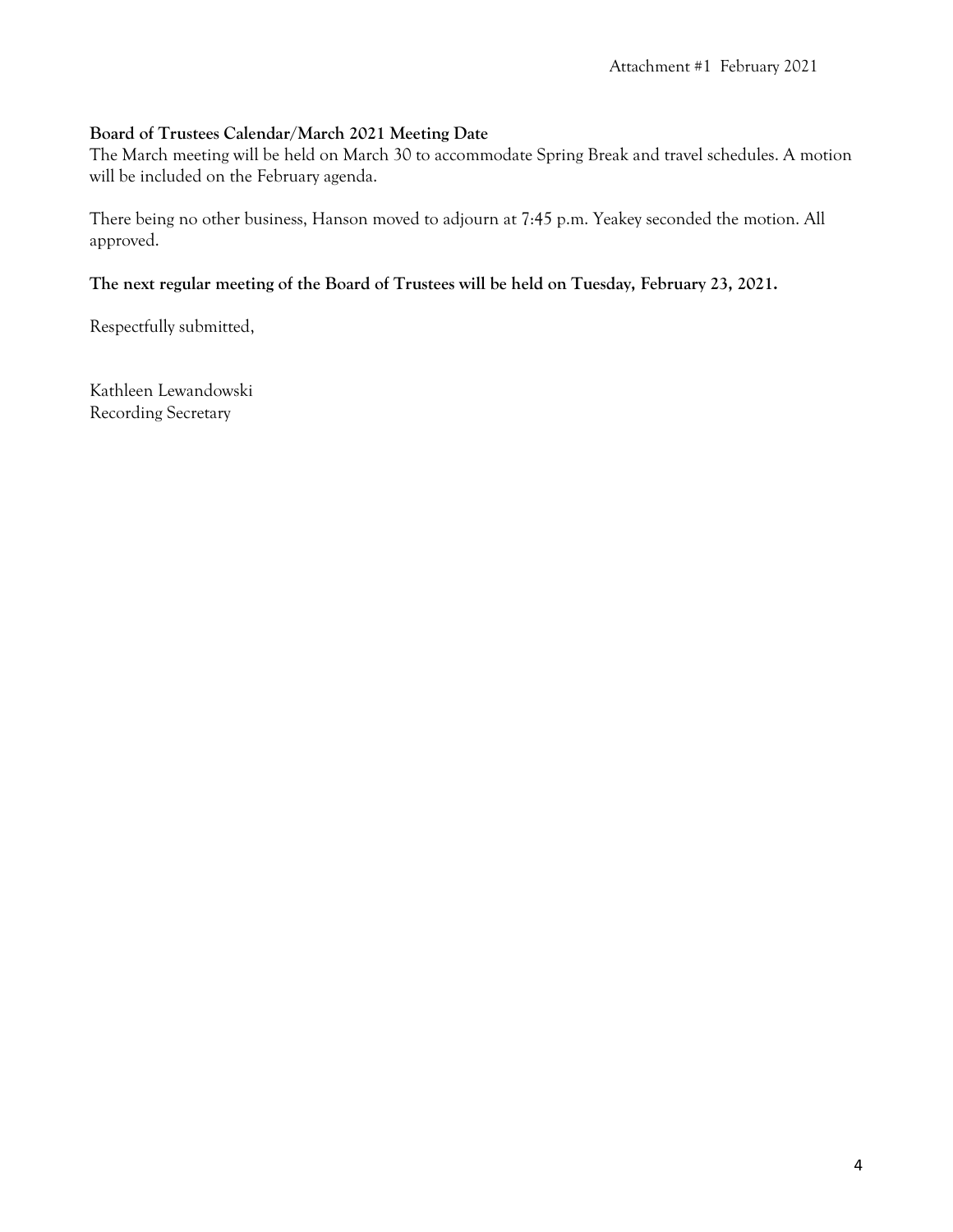**Board of Trustees Calendar/March 2021 Meeting Date**

The March meeting will be held on March 30 to accommodate Spring Break and travel schedules. A motion will be included on the February agenda.

There being no other business, Hanson moved to adjourn at 7:45 p.m. Yeakey seconded the motion. All approved.

**The next regular meeting of the Board of Trustees will be held on Tuesday, February 23, 2021.**

Respectfully submitted,

Kathleen Lewandowski
Recording Secretary